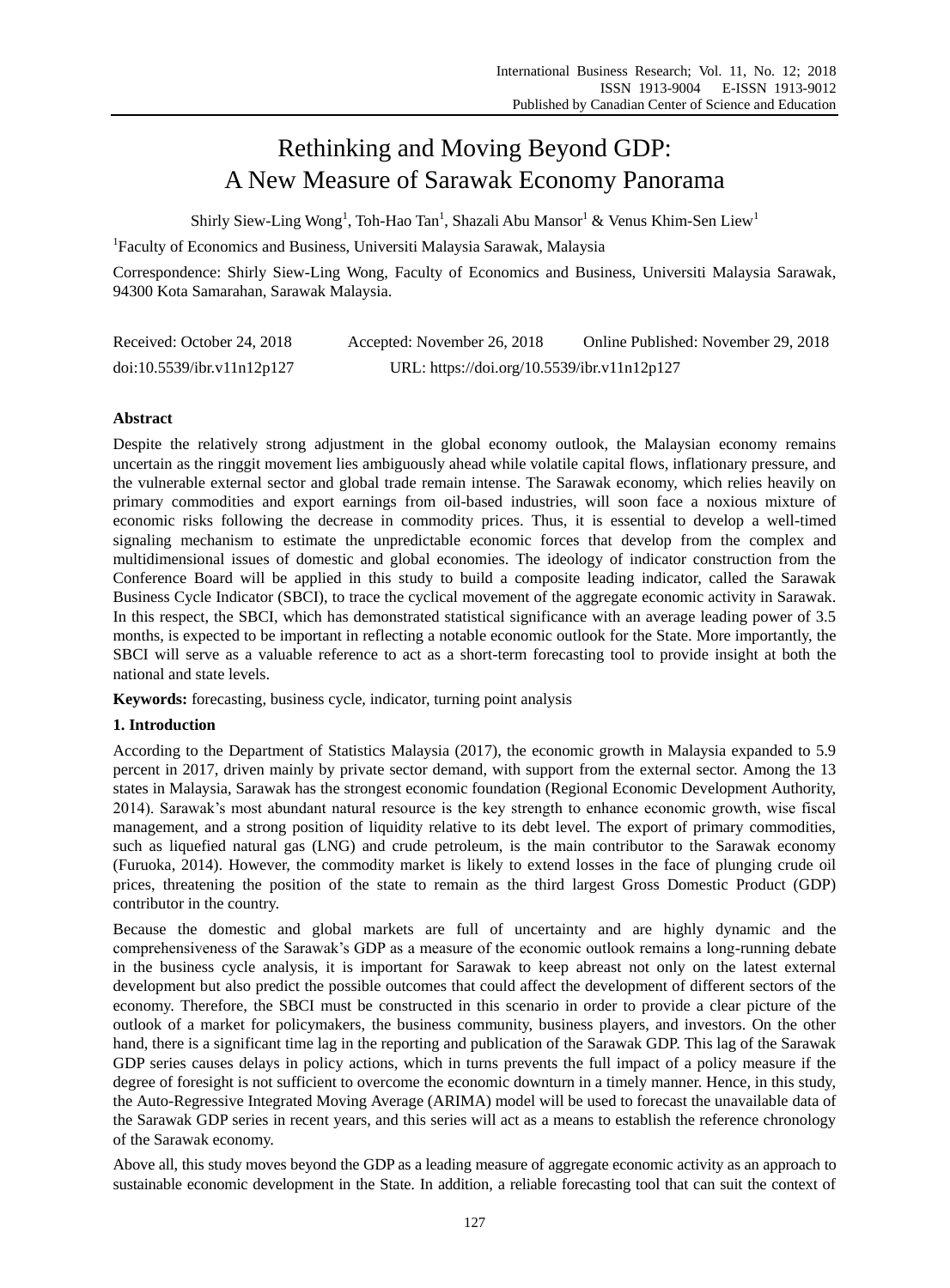# Rethinking and Moving Beyond GDP: A New Measure of Sarawak Economy Panorama

Shirly Siew-Ling Wong[1], Toh-Hao Tan[1], Shazali Abu Mansor[1] & Venus Khim-Sen Liew[1]

[1]Faculty of Economics and Business, Universiti Malaysia Sarawak, Malaysia

Correspondence: Shirly Siew-Ling Wong, Faculty of Economics and Business, Universiti Malaysia Sarawak, 94300 Kota Samarahan, Sarawak Malaysia.

Received: October 24, 2018    Accepted: November 26, 2018    Online Published: November 29, 2018

doi:10.5539/ibr.v11n12p127    URL: https://doi.org/10.5539/ibr.v11n12p127

**Abstract**

Despite the relatively strong adjustment in the global economy outlook, the Malaysian economy remains uncertain as the ringgit movement lies ambiguously ahead while volatile capital flows, inflationary pressure, and the vulnerable external sector and global trade remain intense. The Sarawak economy, which relies heavily on primary commodities and export earnings from oil-based industries, will soon face a noxious mixture of economic risks following the decrease in commodity prices. Thus, it is essential to develop a well-timed signaling mechanism to estimate the unpredictable economic forces that develop from the complex and multidimensional issues of domestic and global economies. The ideology of indicator construction from the Conference Board will be applied in this study to build a composite leading indicator, called the Sarawak Business Cycle Indicator (SBCI), to trace the cyclical movement of the aggregate economic activity in Sarawak. In this respect, the SBCI, which has demonstrated statistical significance with an average leading power of 3.5 months, is expected to be important in reflecting a notable economic outlook for the State. More importantly, the SBCI will serve as a valuable reference to act as a short-term forecasting tool to provide insight at both the national and state levels.

**Keywords:** forecasting, business cycle, indicator, turning point analysis

## 1. Introduction

According to the Department of Statistics Malaysia (2017), the economic growth in Malaysia expanded to 5.9 percent in 2017, driven mainly by private sector demand, with support from the external sector. Among the 13 states in Malaysia, Sarawak has the strongest economic foundation (Regional Economic Development Authority, 2014). Sarawak's most abundant natural resource is the key strength to enhance economic growth, wise fiscal management, and a strong position of liquidity relative to its debt level. The export of primary commodities, such as liquefied natural gas (LNG) and crude petroleum, is the main contributor to the Sarawak economy (Furuoka, 2014). However, the commodity market is likely to extend losses in the face of plunging crude oil prices, threatening the position of the state to remain as the third largest Gross Domestic Product (GDP) contributor in the country.

Because the domestic and global markets are full of uncertainty and are highly dynamic and the comprehensiveness of the Sarawak's GDP as a measure of the economic outlook remains a long-running debate in the business cycle analysis, it is important for Sarawak to keep abreast not only on the latest external development but also predict the possible outcomes that could affect the development of different sectors of the economy. Therefore, the SBCI must be constructed in this scenario in order to provide a clear picture of the outlook of a market for policymakers, the business community, business players, and investors. On the other hand, there is a significant time lag in the reporting and publication of the Sarawak GDP. This lag of the Sarawak GDP series causes delays in policy actions, which in turns prevents the full impact of a policy measure if the degree of foresight is not sufficient to overcome the economic downturn in a timely manner. Hence, in this study, the Auto-Regressive Integrated Moving Average (ARIMA) model will be used to forecast the unavailable data of the Sarawak GDP series in recent years, and this series will act as a means to establish the reference chronology of the Sarawak economy.

Above all, this study moves beyond the GDP as a leading measure of aggregate economic activity as an approach to sustainable economic development in the State. In addition, a reliable forecasting tool that can suit the context of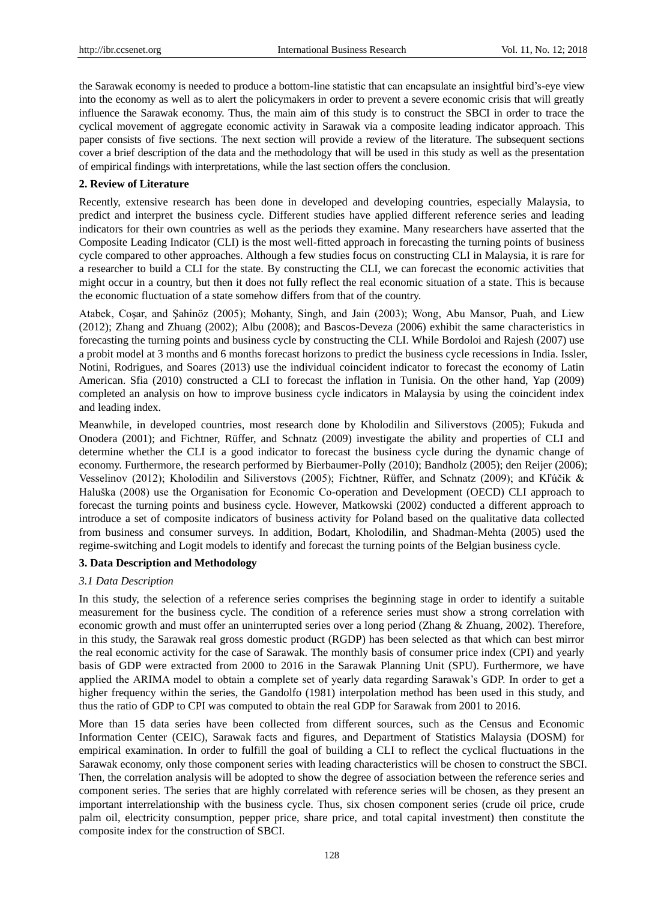the Sarawak economy is needed to produce a bottom-line statistic that can encapsulate an insightful bird's-eye view into the economy as well as to alert the policymakers in order to prevent a severe economic crisis that will greatly influence the Sarawak economy. Thus, the main aim of this study is to construct the SBCI in order to trace the cyclical movement of aggregate economic activity in Sarawak via a composite leading indicator approach. This paper consists of five sections. The next section will provide a review of the literature. The subsequent sections cover a brief description of the data and the methodology that will be used in this study as well as the presentation of empirical findings with interpretations, while the last section offers the conclusion.

## 2. Review of Literature

Recently, extensive research has been done in developed and developing countries, especially Malaysia, to predict and interpret the business cycle. Different studies have applied different reference series and leading indicators for their own countries as well as the periods they examine. Many researchers have asserted that the Composite Leading Indicator (CLI) is the most well-fitted approach in forecasting the turning points of business cycle compared to other approaches. Although a few studies focus on constructing CLI in Malaysia, it is rare for a researcher to build a CLI for the state. By constructing the CLI, we can forecast the economic activities that might occur in a country, but then it does not fully reflect the real economic situation of a state. This is because the economic fluctuation of a state somehow differs from that of the country.

Atabek, Coşar, and Şahinöz (2005); Mohanty, Singh, and Jain (2003); Wong, Abu Mansor, Puah, and Liew (2012); Zhang and Zhuang (2002); Albu (2008); and Bascos-Deveza (2006) exhibit the same characteristics in forecasting the turning points and business cycle by constructing the CLI. While Bordoloi and Rajesh (2007) use a probit model at 3 months and 6 months forecast horizons to predict the business cycle recessions in India. Issler, Notini, Rodrigues, and Soares (2013) use the individual coincident indicator to forecast the economy of Latin American. Sfia (2010) constructed a CLI to forecast the inflation in Tunisia. On the other hand, Yap (2009) completed an analysis on how to improve business cycle indicators in Malaysia by using the coincident index and leading index.

Meanwhile, in developed countries, most research done by Kholodilin and Siliverstovs (2005); Fukuda and Onodera (2001); and Fichtner, Rüffer, and Schnatz (2009) investigate the ability and properties of CLI and determine whether the CLI is a good indicator to forecast the business cycle during the dynamic change of economy. Furthermore, the research performed by Bierbaumer-Polly (2010); Bandholz (2005); den Reijer (2006); Vesselinov (2012); Kholodilin and Siliverstovs (2005); Fichtner, Rüffer, and Schnatz (2009); and Kľúčik & Haluška (2008) use the Organisation for Economic Co-operation and Development (OECD) CLI approach to forecast the turning points and business cycle. However, Matkowski (2002) conducted a different approach to introduce a set of composite indicators of business activity for Poland based on the qualitative data collected from business and consumer surveys. In addition, Bodart, Kholodilin, and Shadman-Mehta (2005) used the regime-switching and Logit models to identify and forecast the turning points of the Belgian business cycle.

## 3. Data Description and Methodology

### *3.1 Data Description*

In this study, the selection of a reference series comprises the beginning stage in order to identify a suitable measurement for the business cycle. The condition of a reference series must show a strong correlation with economic growth and must offer an uninterrupted series over a long period (Zhang & Zhuang, 2002). Therefore, in this study, the Sarawak real gross domestic product (RGDP) has been selected as that which can best mirror the real economic activity for the case of Sarawak. The monthly basis of consumer price index (CPI) and yearly basis of GDP were extracted from 2000 to 2016 in the Sarawak Planning Unit (SPU). Furthermore, we have applied the ARIMA model to obtain a complete set of yearly data regarding Sarawak's GDP. In order to get a higher frequency within the series, the Gandolfo (1981) interpolation method has been used in this study, and thus the ratio of GDP to CPI was computed to obtain the real GDP for Sarawak from 2001 to 2016.

More than 15 data series have been collected from different sources, such as the Census and Economic Information Center (CEIC), Sarawak facts and figures, and Department of Statistics Malaysia (DOSM) for empirical examination. In order to fulfill the goal of building a CLI to reflect the cyclical fluctuations in the Sarawak economy, only those component series with leading characteristics will be chosen to construct the SBCI. Then, the correlation analysis will be adopted to show the degree of association between the reference series and component series. The series that are highly correlated with reference series will be chosen, as they present an important interrelationship with the business cycle. Thus, six chosen component series (crude oil price, crude palm oil, electricity consumption, pepper price, share price, and total capital investment) then constitute the composite index for the construction of SBCI.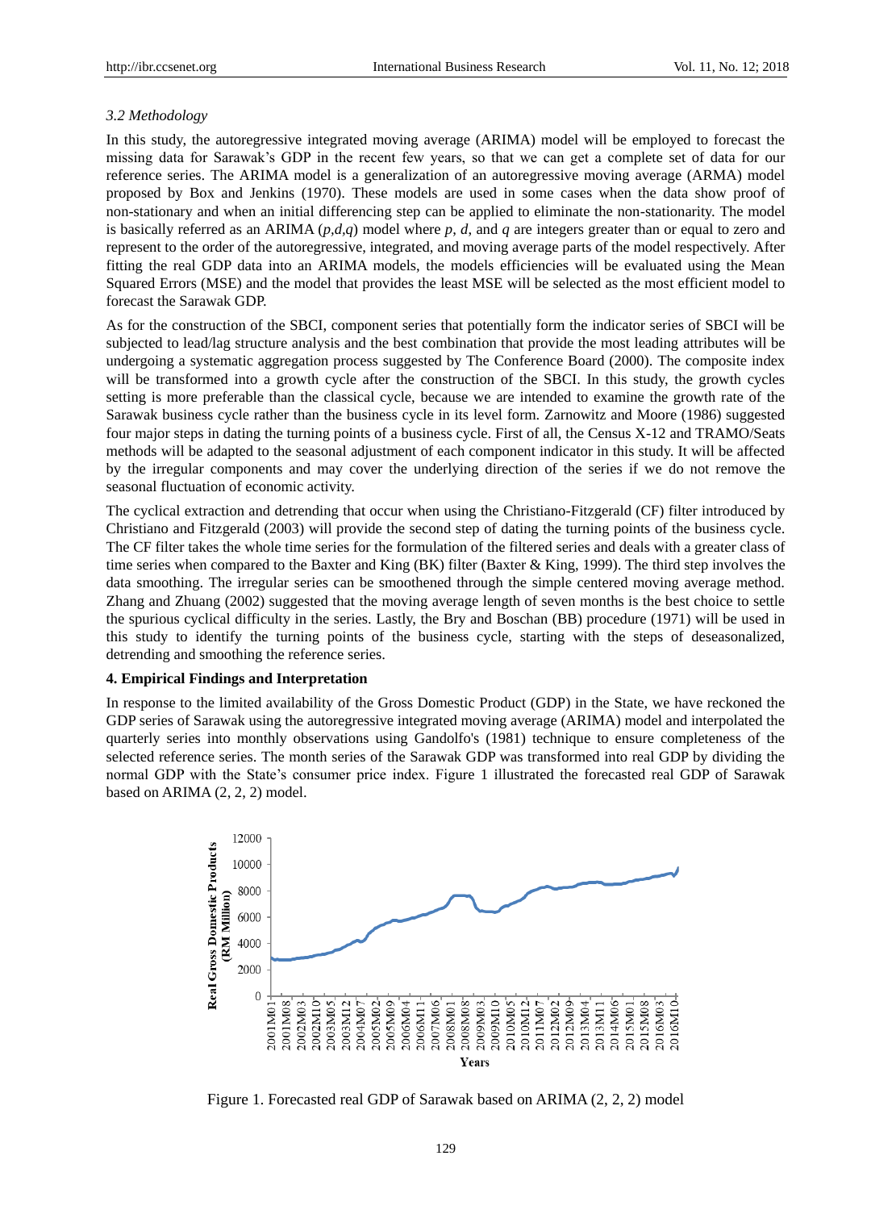*3.2 Methodology*

In this study, the autoregressive integrated moving average (ARIMA) model will be employed to forecast the missing data for Sarawak's GDP in the recent few years, so that we can get a complete set of data for our reference series. The ARIMA model is a generalization of an autoregressive moving average (ARMA) model proposed by Box and Jenkins (1970). These models are used in some cases when the data show proof of non-stationary and when an initial differencing step can be applied to eliminate the non-stationarity. The model is basically referred as an ARIMA ($p,d,q$) model where $p$, $d$, and $q$ are integers greater than or equal to zero and represent to the order of the autoregressive, integrated, and moving average parts of the model respectively. After fitting the real GDP data into an ARIMA models, the models efficiencies will be evaluated using the Mean Squared Errors (MSE) and the model that provides the least MSE will be selected as the most efficient model to forecast the Sarawak GDP.

As for the construction of the SBCI, component series that potentially form the indicator series of SBCI will be subjected to lead/lag structure analysis and the best combination that provide the most leading attributes will be undergoing a systematic aggregation process suggested by The Conference Board (2000). The composite index will be transformed into a growth cycle after the construction of the SBCI. In this study, the growth cycles setting is more preferable than the classical cycle, because we are intended to examine the growth rate of the Sarawak business cycle rather than the business cycle in its level form. Zarnowitz and Moore (1986) suggested four major steps in dating the turning points of a business cycle. First of all, the Census X-12 and TRAMO/Seats methods will be adapted to the seasonal adjustment of each component indicator in this study. It will be affected by the irregular components and may cover the underlying direction of the series if we do not remove the seasonal fluctuation of economic activity.

The cyclical extraction and detrending that occur when using the Christiano-Fitzgerald (CF) filter introduced by Christiano and Fitzgerald (2003) will provide the second step of dating the turning points of the business cycle. The CF filter takes the whole time series for the formulation of the filtered series and deals with a greater class of time series when compared to the Baxter and King (BK) filter (Baxter & King, 1999). The third step involves the data smoothing. The irregular series can be smoothened through the simple centered moving average method. Zhang and Zhuang (2002) suggested that the moving average length of seven months is the best choice to settle the spurious cyclical difficulty in the series. Lastly, the Bry and Boschan (BB) procedure (1971) will be used in this study to identify the turning points of the business cycle, starting with the steps of deseasonalized, detrending and smoothing the reference series.

## 4. Empirical Findings and Interpretation

In response to the limited availability of the Gross Domestic Product (GDP) in the State, we have reckoned the GDP series of Sarawak using the autoregressive integrated moving average (ARIMA) model and interpolated the quarterly series into monthly observations using Gandolfo's (1981) technique to ensure completeness of the selected reference series. The month series of the Sarawak GDP was transformed into real GDP by dividing the normal GDP with the State's consumer price index. Figure 1 illustrated the forecasted real GDP of Sarawak based on ARIMA (2, 2, 2) model.

Figure 1. Forecasted real GDP of Sarawak based on ARIMA (2, 2, 2) model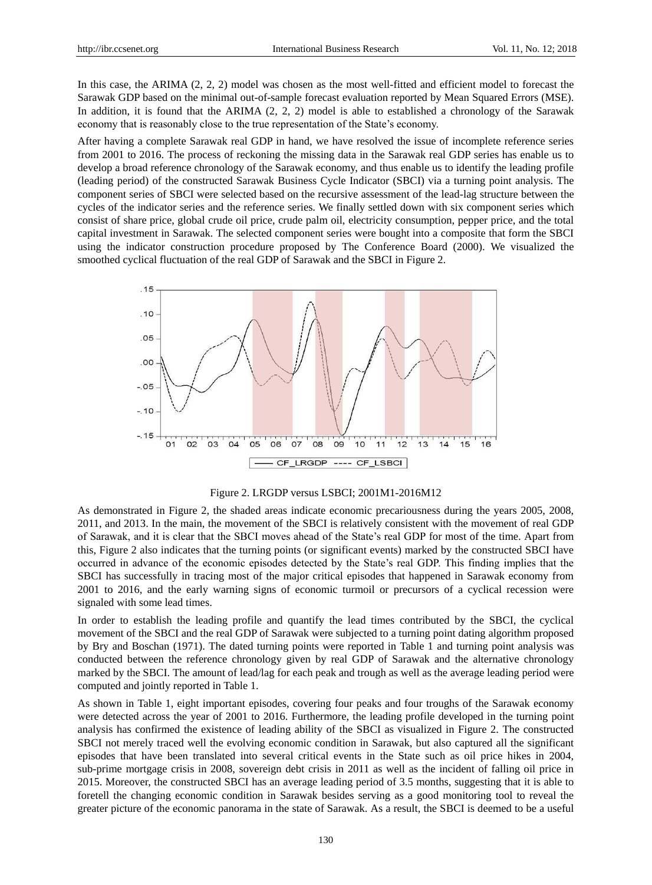In this case, the ARIMA (2, 2, 2) model was chosen as the most well-fitted and efficient model to forecast the Sarawak GDP based on the minimal out-of-sample forecast evaluation reported by Mean Squared Errors (MSE). In addition, it is found that the ARIMA (2, 2, 2) model is able to established a chronology of the Sarawak economy that is reasonably close to the true representation of the State's economy.

After having a complete Sarawak real GDP in hand, we have resolved the issue of incomplete reference series from 2001 to 2016. The process of reckoning the missing data in the Sarawak real GDP series has enable us to develop a broad reference chronology of the Sarawak economy, and thus enable us to identify the leading profile (leading period) of the constructed Sarawak Business Cycle Indicator (SBCI) via a turning point analysis. The component series of SBCI were selected based on the recursive assessment of the lead-lag structure between the cycles of the indicator series and the reference series. We finally settled down with six component series which consist of share price, global crude oil price, crude palm oil, electricity consumption, pepper price, and the total capital investment in Sarawak. The selected component series were bought into a composite that form the SBCI using the indicator construction procedure proposed by The Conference Board (2000). We visualized the smoothed cyclical fluctuation of the real GDP of Sarawak and the SBCI in Figure 2.

Figure 2. LRGDP versus LSBCI; 2001M1-2016M12

As demonstrated in Figure 2, the shaded areas indicate economic precariousness during the years 2005, 2008, 2011, and 2013. In the main, the movement of the SBCI is relatively consistent with the movement of real GDP of Sarawak, and it is clear that the SBCI moves ahead of the State's real GDP for most of the time. Apart from this, Figure 2 also indicates that the turning points (or significant events) marked by the constructed SBCI have occurred in advance of the economic episodes detected by the State's real GDP. This finding implies that the SBCI has successfully in tracing most of the major critical episodes that happened in Sarawak economy from 2001 to 2016, and the early warning signs of economic turmoil or precursors of a cyclical recession were signaled with some lead times.

In order to establish the leading profile and quantify the lead times contributed by the SBCI, the cyclical movement of the SBCI and the real GDP of Sarawak were subjected to a turning point dating algorithm proposed by Bry and Boschan (1971). The dated turning points were reported in Table 1 and turning point analysis was conducted between the reference chronology given by real GDP of Sarawak and the alternative chronology marked by the SBCI. The amount of lead/lag for each peak and trough as well as the average leading period were computed and jointly reported in Table 1.

As shown in Table 1, eight important episodes, covering four peaks and four troughs of the Sarawak economy were detected across the year of 2001 to 2016. Furthermore, the leading profile developed in the turning point analysis has confirmed the existence of leading ability of the SBCI as visualized in Figure 2. The constructed SBCI not merely traced well the evolving economic condition in Sarawak, but also captured all the significant episodes that have been translated into several critical events in the State such as oil price hikes in 2004, sub-prime mortgage crisis in 2008, sovereign debt crisis in 2011 as well as the incident of falling oil price in 2015. Moreover, the constructed SBCI has an average leading period of 3.5 months, suggesting that it is able to foretell the changing economic condition in Sarawak besides serving as a good monitoring tool to reveal the greater picture of the economic panorama in the state of Sarawak. As a result, the SBCI is deemed to be a useful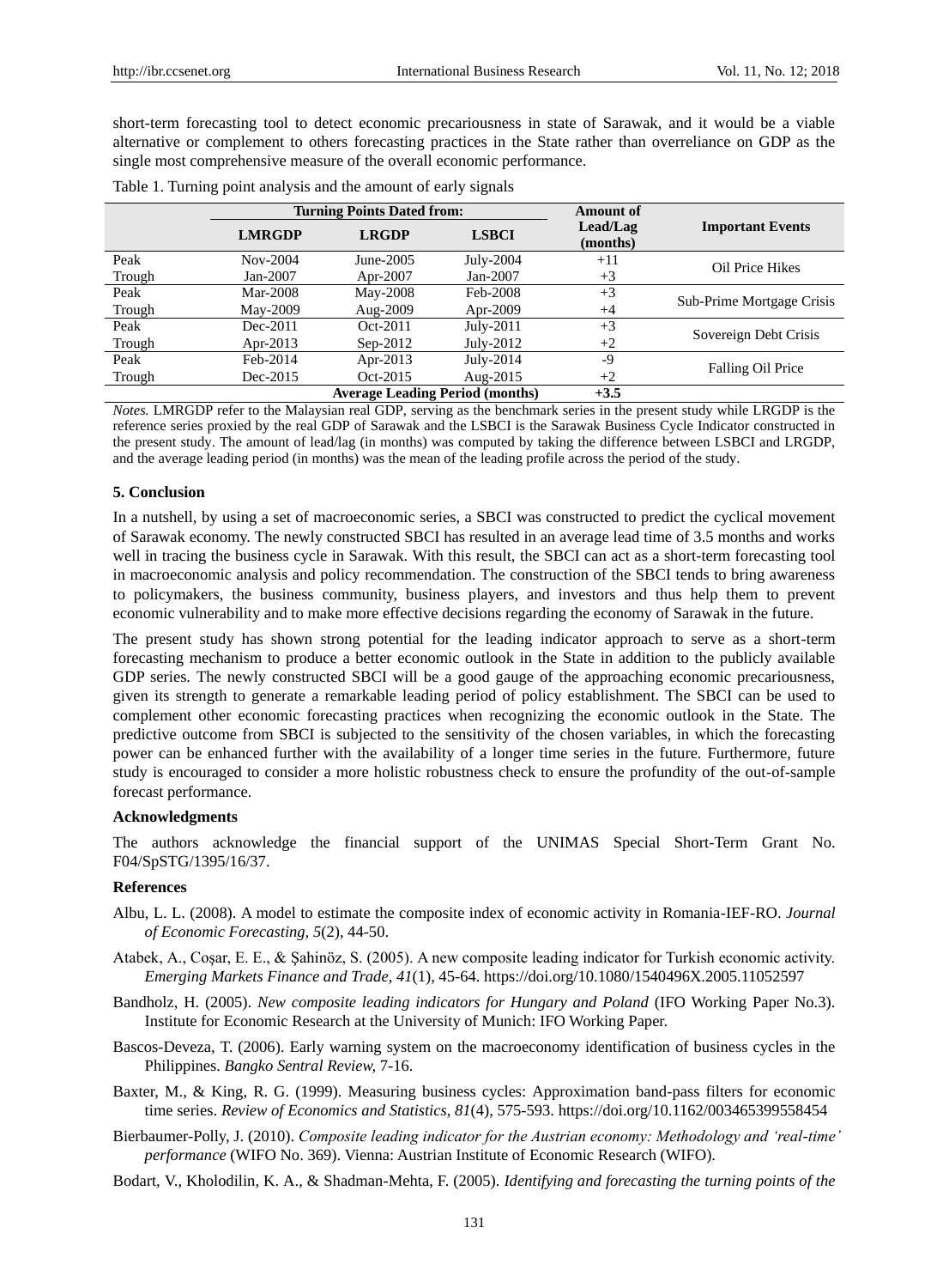short-term forecasting tool to detect economic precariousness in state of Sarawak, and it would be a viable alternative or complement to others forecasting practices in the State rather than overreliance on GDP as the single most comprehensive measure of the overall economic performance.

Table 1. Turning point analysis and the amount of early signals

| | Turning Points Dated from: | | | Amount of Lead/Lag (months) | Important Events |
|---|---|---|---|---|---|
| | **LMRGDP** | **LRGDP** | **LSBCI** | | |
| Peak | Nov-2004 | June-2005 | July-2004 | +11 | Oil Price Hikes |
| Trough | Jan-2007 | Apr-2007 | Jan-2007 | +3 | |
| Peak | Mar-2008 | May-2008 | Feb-2008 | +3 | Sub-Prime Mortgage Crisis |
| Trough | May-2009 | Aug-2009 | Apr-2009 | +4 | |
| Peak | Dec-2011 | Oct-2011 | July-2011 | +3 | Sovereign Debt Crisis |
| Trough | Apr-2013 | Sep-2012 | July-2012 | +2 | |
| Peak | Feb-2014 | Apr-2013 | July-2014 | -9 | Falling Oil Price |
| Trough | Dec-2015 | Oct-2015 | Aug-2015 | +2 | |
| | | **Average Leading Period (months)** | | **+3.5** | |

*Notes.* LMRGDP refer to the Malaysian real GDP, serving as the benchmark series in the present study while LRGDP is the reference series proxied by the real GDP of Sarawak and the LSBCI is the Sarawak Business Cycle Indicator constructed in the present study. The amount of lead/lag (in months) was computed by taking the difference between LSBCI and LRGDP, and the average leading period (in months) was the mean of the leading profile across the period of the study.

### 5. Conclusion

In a nutshell, by using a set of macroeconomic series, a SBCI was constructed to predict the cyclical movement of Sarawak economy. The newly constructed SBCI has resulted in an average lead time of 3.5 months and works well in tracing the business cycle in Sarawak. With this result, the SBCI can act as a short-term forecasting tool in macroeconomic analysis and policy recommendation. The construction of the SBCI tends to bring awareness to policymakers, the business community, business players, and investors and thus help them to prevent economic vulnerability and to make more effective decisions regarding the economy of Sarawak in the future.

The present study has shown strong potential for the leading indicator approach to serve as a short-term forecasting mechanism to produce a better economic outlook in the State in addition to the publicly available GDP series. The newly constructed SBCI will be a good gauge of the approaching economic precariousness, given its strength to generate a remarkable leading period of policy establishment. The SBCI can be used to complement other economic forecasting practices when recognizing the economic outlook in the State. The predictive outcome from SBCI is subjected to the sensitivity of the chosen variables, in which the forecasting power can be enhanced further with the availability of a longer time series in the future. Furthermore, future study is encouraged to consider a more holistic robustness check to ensure the profundity of the out-of-sample forecast performance.

### Acknowledgments

The authors acknowledge the financial support of the UNIMAS Special Short-Term Grant No. F04/SpSTG/1395/16/37.

### References

Albu, L. L. (2008). A model to estimate the composite index of economic activity in Romania-IEF-RO. *Journal of Economic Forecasting, 5*(2), 44-50.

Atabek, A., Coşar, E. E., & Şahinöz, S. (2005). A new composite leading indicator for Turkish economic activity. *Emerging Markets Finance and Trade, 41*(1), 45-64. https://doi.org/10.1080/1540496X.2005.11052597

Bandholz, H. (2005). *New composite leading indicators for Hungary and Poland* (IFO Working Paper No.3). Institute for Economic Research at the University of Munich: IFO Working Paper.

Bascos-Deveza, T. (2006). Early warning system on the macroeconomy identification of business cycles in the Philippines. *Bangko Sentral Review,* 7-16.

Baxter, M., & King, R. G. (1999). Measuring business cycles: Approximation band-pass filters for economic time series. *Review of Economics and Statistics, 81*(4), 575-593. https://doi.org/10.1162/003465399558454

Bierbaumer-Polly, J. (2010). *Composite leading indicator for the Austrian economy: Methodology and 'real-time' performance* (WIFO No. 369). Vienna: Austrian Institute of Economic Research (WIFO).

Bodart, V., Kholodilin, K. A., & Shadman-Mehta, F. (2005). *Identifying and forecasting the turning points of the*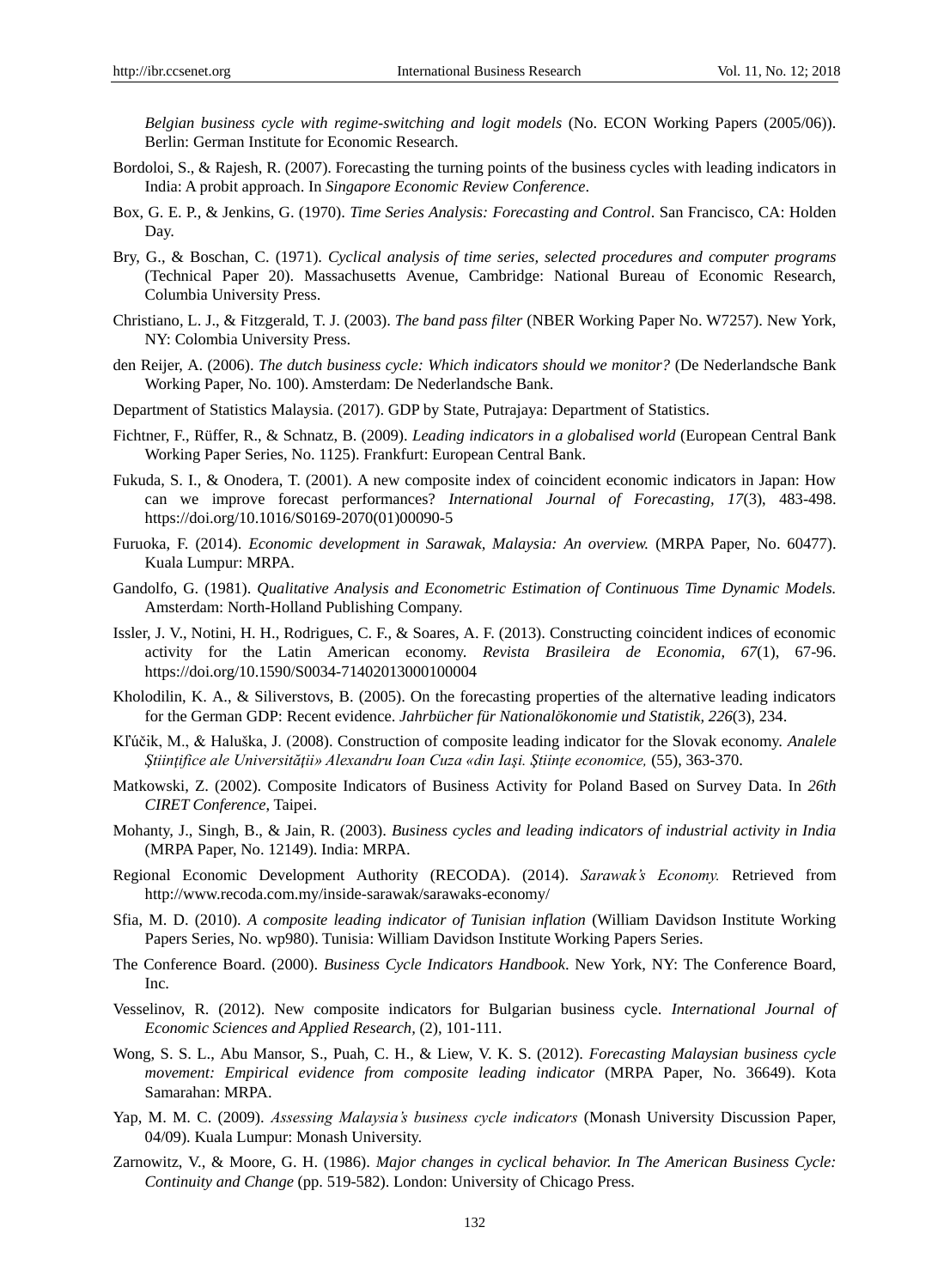*Belgian business cycle with regime-switching and logit models* (No. ECON Working Papers (2005/06)). Berlin: German Institute for Economic Research.

Bordoloi, S., & Rajesh, R. (2007). Forecasting the turning points of the business cycles with leading indicators in India: A probit approach. In *Singapore Economic Review Conference*.

Box, G. E. P., & Jenkins, G. (1970). *Time Series Analysis: Forecasting and Control*. San Francisco, CA: Holden Day.

Bry, G., & Boschan, C. (1971). *Cyclical analysis of time series, selected procedures and computer programs* (Technical Paper 20). Massachusetts Avenue, Cambridge: National Bureau of Economic Research, Columbia University Press.

Christiano, L. J., & Fitzgerald, T. J. (2003). *The band pass filter* (NBER Working Paper No. W7257). New York, NY: Colombia University Press.

den Reijer, A. (2006). *The dutch business cycle: Which indicators should we monitor?* (De Nederlandsche Bank Working Paper, No. 100). Amsterdam: De Nederlandsche Bank.

Department of Statistics Malaysia. (2017). GDP by State, Putrajaya: Department of Statistics.

Fichtner, F., Rüffer, R., & Schnatz, B. (2009). *Leading indicators in a globalised world* (European Central Bank Working Paper Series, No. 1125). Frankfurt: European Central Bank.

Fukuda, S. I., & Onodera, T. (2001). A new composite index of coincident economic indicators in Japan: How can we improve forecast performances? *International Journal of Forecasting, 17*(3), 483-498. https://doi.org/10.1016/S0169-2070(01)00090-5

Furuoka, F. (2014). *Economic development in Sarawak, Malaysia: An overview.* (MRPA Paper, No. 60477). Kuala Lumpur: MRPA.

Gandolfo, G. (1981). *Qualitative Analysis and Econometric Estimation of Continuous Time Dynamic Models.* Amsterdam: North-Holland Publishing Company.

Issler, J. V., Notini, H. H., Rodrigues, C. F., & Soares, A. F. (2013). Constructing coincident indices of economic activity for the Latin American economy. *Revista Brasileira de Economia, 67*(1), 67-96. https://doi.org/10.1590/S0034-71402013000100004

Kholodilin, K. A., & Siliverstovs, B. (2005). On the forecasting properties of the alternative leading indicators for the German GDP: Recent evidence. *Jahrbücher für Nationalökonomie und Statistik, 226*(3), 234.

Kľúčik, M., & Haluška, J. (2008). Construction of composite leading indicator for the Slovak economy. *Analele Ştiinţifice ale Universităţii» Alexandru Ioan Cuza «din Iaşi. Ştiinţe economice,* (55), 363-370.

Matkowski, Z. (2002). Composite Indicators of Business Activity for Poland Based on Survey Data. In *26th CIRET Conference*, Taipei.

Mohanty, J., Singh, B., & Jain, R. (2003). *Business cycles and leading indicators of industrial activity in India* (MRPA Paper, No. 12149). India: MRPA.

Regional Economic Development Authority (RECODA). (2014). *Sarawak's Economy.* Retrieved from http://www.recoda.com.my/inside-sarawak/sarawaks-economy/

Sfia, M. D. (2010). *A composite leading indicator of Tunisian inflation* (William Davidson Institute Working Papers Series, No. wp980). Tunisia: William Davidson Institute Working Papers Series.

The Conference Board. (2000). *Business Cycle Indicators Handbook*. New York, NY: The Conference Board, Inc.

Vesselinov, R. (2012). New composite indicators for Bulgarian business cycle. *International Journal of Economic Sciences and Applied Research,* (2), 101-111.

Wong, S. S. L., Abu Mansor, S., Puah, C. H., & Liew, V. K. S. (2012). *Forecasting Malaysian business cycle movement: Empirical evidence from composite leading indicator* (MRPA Paper, No. 36649). Kota Samarahan: MRPA.

Yap, M. M. C. (2009). *Assessing Malaysia's business cycle indicators* (Monash University Discussion Paper, 04/09). Kuala Lumpur: Monash University.

Zarnowitz, V., & Moore, G. H. (1986). *Major changes in cyclical behavior. In The American Business Cycle: Continuity and Change* (pp. 519-582). London: University of Chicago Press.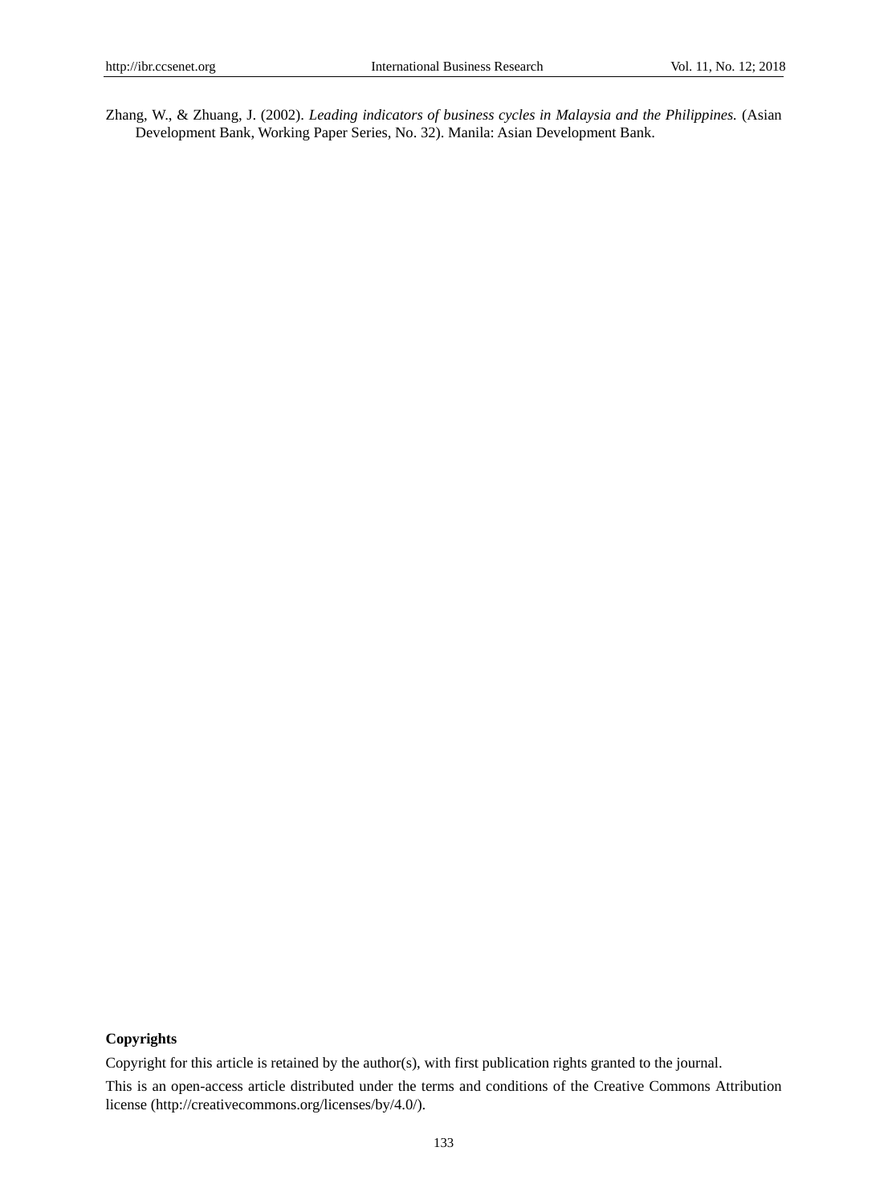Zhang, W., & Zhuang, J. (2002). *Leading indicators of business cycles in Malaysia and the Philippines.* (Asian Development Bank, Working Paper Series, No. 32). Manila: Asian Development Bank.

**Copyrights**

Copyright for this article is retained by the author(s), with first publication rights granted to the journal.

This is an open-access article distributed under the terms and conditions of the Creative Commons Attribution license (http://creativecommons.org/licenses/by/4.0/).